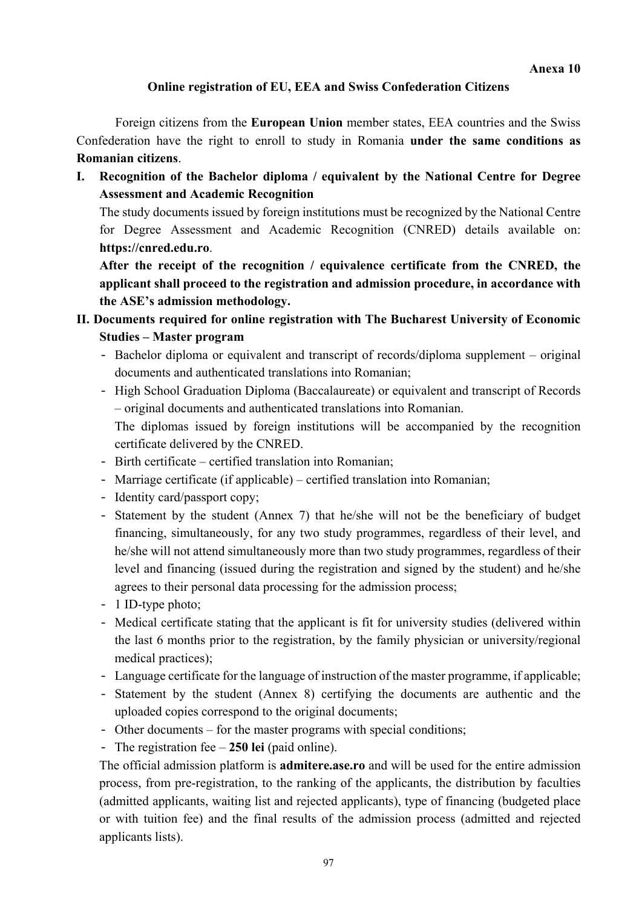**Anexa 10**

## Online registration of EU, EEA and Swiss Confederation Citizens

Foreign citizens from the **European Union** member states, EEA countries and the Swiss Confederation have the right to enroll to study in Romania **under the same conditions as Romanian citizens**.

**I. Recognition of the Bachelor diploma / equivalent by the National Centre for Degree Assessment and Academic Recognition**

The study documents issued by foreign institutions must be recognized by the National Centre for Degree Assessment and Academic Recognition (CNRED) details available on: **https://cnred.edu.ro**.

**After the receipt of the recognition / equivalence certificate from the CNRED, the applicant shall proceed to the registration and admission procedure, in accordance with the ASE's admission methodology.**

**II. Documents required for online registration with The Bucharest University of Economic Studies – Master program**

- Bachelor diploma or equivalent and transcript of records/diploma supplement – original documents and authenticated translations into Romanian;
- High School Graduation Diploma (Baccalaureate) or equivalent and transcript of Records – original documents and authenticated translations into Romanian.
  The diplomas issued by foreign institutions will be accompanied by the recognition certificate delivered by the CNRED.
- Birth certificate – certified translation into Romanian;
- Marriage certificate (if applicable) – certified translation into Romanian;
- Identity card/passport copy;
- Statement by the student (Annex 7) that he/she will not be the beneficiary of budget financing, simultaneously, for any two study programmes, regardless of their level, and he/she will not attend simultaneously more than two study programmes, regardless of their level and financing (issued during the registration and signed by the student) and he/she agrees to their personal data processing for the admission process;
- 1 ID-type photo;
- Medical certificate stating that the applicant is fit for university studies (delivered within the last 6 months prior to the registration, by the family physician or university/regional medical practices);
- Language certificate for the language of instruction of the master programme, if applicable;
- Statement by the student (Annex 8) certifying the documents are authentic and the uploaded copies correspond to the original documents;
- Other documents – for the master programs with special conditions;
- The registration fee – **250 lei** (paid online).

The official admission platform is **admitere.ase.ro** and will be used for the entire admission process, from pre-registration, to the ranking of the applicants, the distribution by faculties (admitted applicants, waiting list and rejected applicants), type of financing (budgeted place or with tuition fee) and the final results of the admission process (admitted and rejected applicants lists).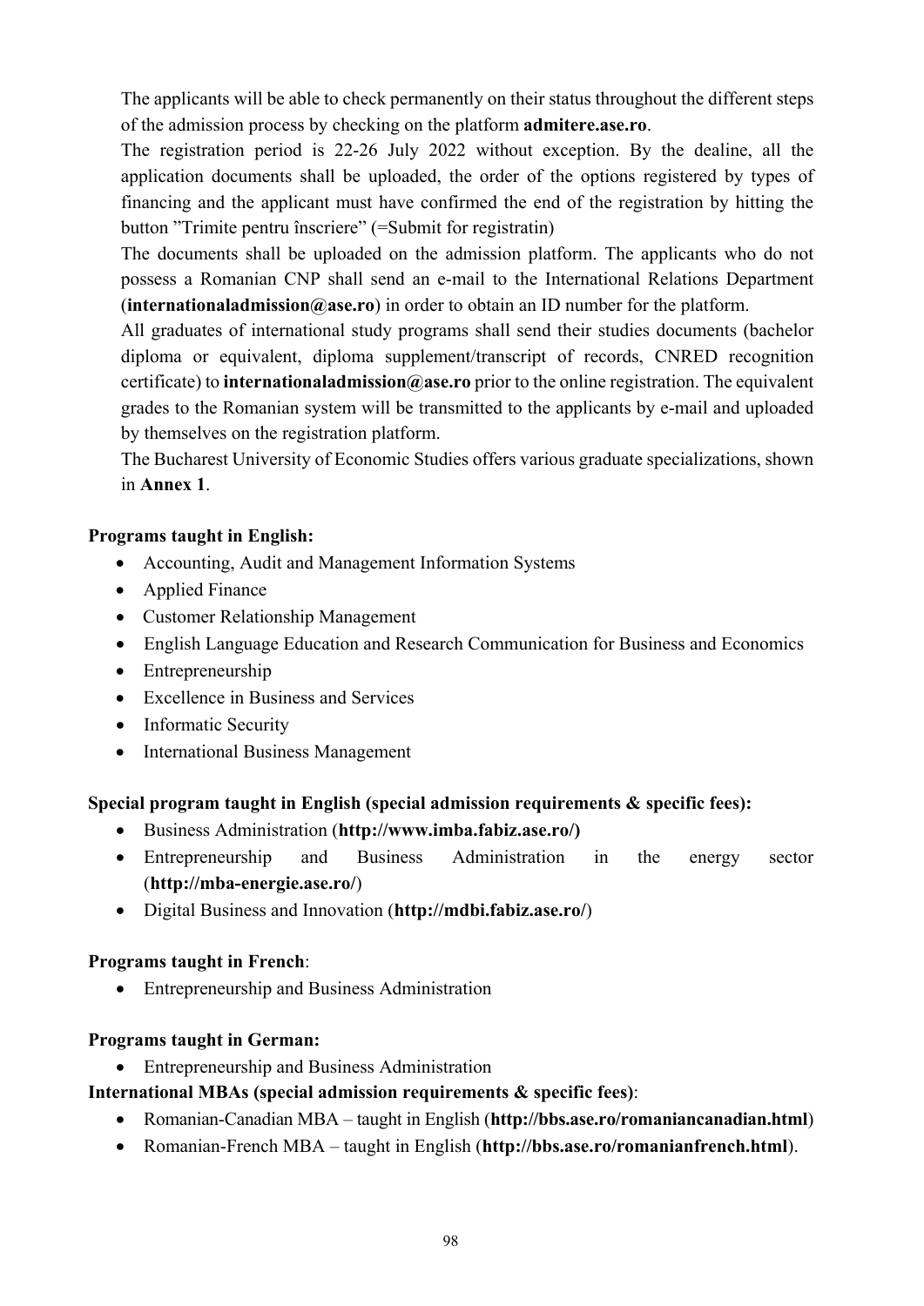The applicants will be able to check permanently on their status throughout the different steps of the admission process by checking on the platform **admitere.ase.ro**.

The registration period is 22-26 July 2022 without exception. By the dealine, all the application documents shall be uploaded, the order of the options registered by types of financing and the applicant must have confirmed the end of the registration by hitting the button "Trimite pentru înscriere" (=Submit for registratin)

The documents shall be uploaded on the admission platform. The applicants who do not possess a Romanian CNP shall send an e-mail to the International Relations Department (**internationaladmission@ase.ro**) in order to obtain an ID number for the platform.

All graduates of international study programs shall send their studies documents (bachelor diploma or equivalent, diploma supplement/transcript of records, CNRED recognition certificate) to **internationaladmission@ase.ro** prior to the online registration. The equivalent grades to the Romanian system will be transmitted to the applicants by e-mail and uploaded by themselves on the registration platform.

The Bucharest University of Economic Studies offers various graduate specializations, shown in **Annex 1**.

**Programs taught in English:**

- Accounting, Audit and Management Information Systems
- Applied Finance
- Customer Relationship Management
- English Language Education and Research Communication for Business and Economics
- Entrepreneurship
- Excellence in Business and Services
- Informatic Security
- International Business Management

**Special program taught in English (special admission requirements & specific fees):**

- Business Administration (**http://www.imba.fabiz.ase.ro/)**
- Entrepreneurship and Business Administration in the energy sector (**http://mba-energie.ase.ro/**)
- Digital Business and Innovation (**http://mdbi.fabiz.ase.ro/**)

**Programs taught in French**:

- Entrepreneurship and Business Administration

**Programs taught in German:**

- Entrepreneurship and Business Administration

**International MBAs (special admission requirements & specific fees)**:

- Romanian-Canadian MBA – taught in English (**http://bbs.ase.ro/romaniancanadian.html**)
- Romanian-French MBA – taught in English (**http://bbs.ase.ro/romanianfrench.html**).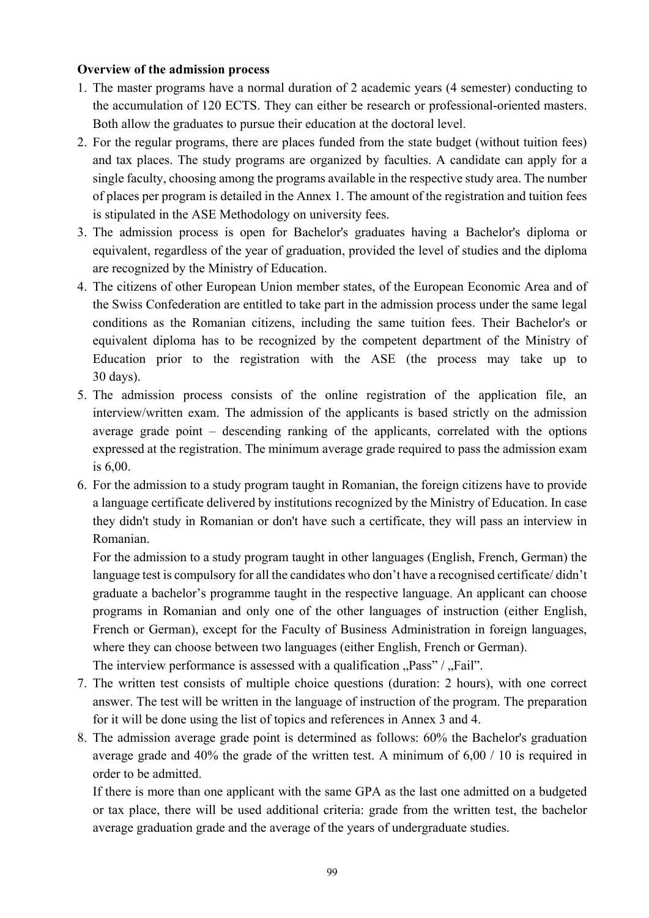**Overview of the admission process**

1. The master programs have a normal duration of 2 academic years (4 semester) conducting to the accumulation of 120 ECTS. They can either be research or professional-oriented masters. Both allow the graduates to pursue their education at the doctoral level.
2. For the regular programs, there are places funded from the state budget (without tuition fees) and tax places. The study programs are organized by faculties. A candidate can apply for a single faculty, choosing among the programs available in the respective study area. The number of places per program is detailed in the Annex 1. The amount of the registration and tuition fees is stipulated in the ASE Methodology on university fees.
3. The admission process is open for Bachelor's graduates having a Bachelor's diploma or equivalent, regardless of the year of graduation, provided the level of studies and the diploma are recognized by the Ministry of Education.
4. The citizens of other European Union member states, of the European Economic Area and of the Swiss Confederation are entitled to take part in the admission process under the same legal conditions as the Romanian citizens, including the same tuition fees. Their Bachelor's or equivalent diploma has to be recognized by the competent department of the Ministry of Education prior to the registration with the ASE (the process may take up to 30 days).
5. The admission process consists of the online registration of the application file, an interview/written exam. The admission of the applicants is based strictly on the admission average grade point – descending ranking of the applicants, correlated with the options expressed at the registration. The minimum average grade required to pass the admission exam is 6,00.
6. For the admission to a study program taught in Romanian, the foreign citizens have to provide a language certificate delivered by institutions recognized by the Ministry of Education. In case they didn't study in Romanian or don't have such a certificate, they will pass an interview in Romanian.
   For the admission to a study program taught in other languages (English, French, German) the language test is compulsory for all the candidates who don't have a recognised certificate/ didn't graduate a bachelor's programme taught in the respective language. An applicant can choose programs in Romanian and only one of the other languages of instruction (either English, French or German), except for the Faculty of Business Administration in foreign languages, where they can choose between two languages (either English, French or German).
   The interview performance is assessed with a qualification „Pass" / „Fail".
7. The written test consists of multiple choice questions (duration: 2 hours), with one correct answer. The test will be written in the language of instruction of the program. The preparation for it will be done using the list of topics and references in Annex 3 and 4.
8. The admission average grade point is determined as follows: 60% the Bachelor's graduation average grade and 40% the grade of the written test. A minimum of 6,00 / 10 is required in order to be admitted.
   If there is more than one applicant with the same GPA as the last one admitted on a budgeted or tax place, there will be used additional criteria: grade from the written test, the bachelor average graduation grade and the average of the years of undergraduate studies.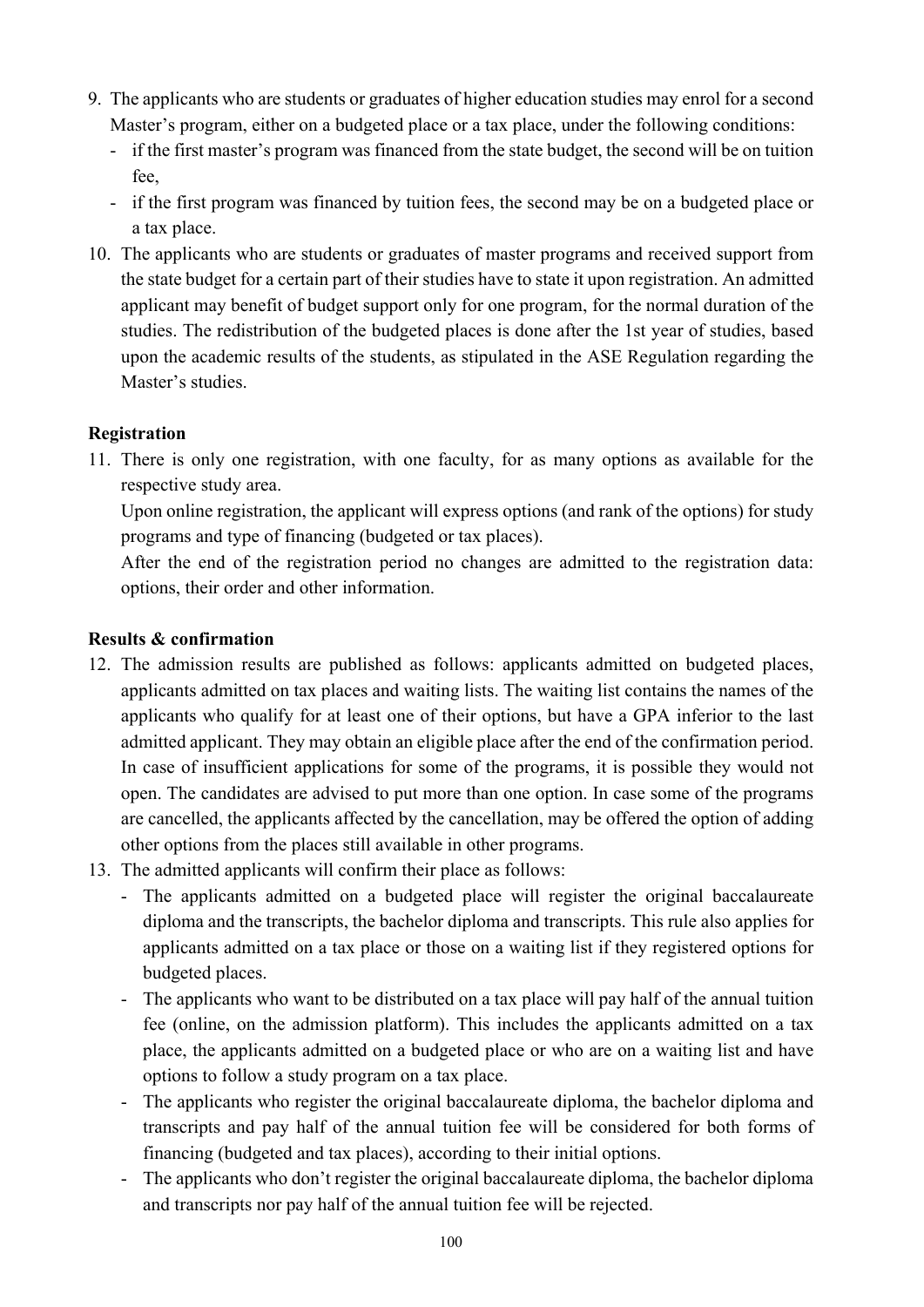9. The applicants who are students or graduates of higher education studies may enrol for a second Master's program, either on a budgeted place or a tax place, under the following conditions:
   - if the first master's program was financed from the state budget, the second will be on tuition fee,
   - if the first program was financed by tuition fees, the second may be on a budgeted place or a tax place.
10. The applicants who are students or graduates of master programs and received support from the state budget for a certain part of their studies have to state it upon registration. An admitted applicant may benefit of budget support only for one program, for the normal duration of the studies. The redistribution of the budgeted places is done after the 1st year of studies, based upon the academic results of the students, as stipulated in the ASE Regulation regarding the Master's studies.

**Registration**

11. There is only one registration, with one faculty, for as many options as available for the respective study area.

    Upon online registration, the applicant will express options (and rank of the options) for study programs and type of financing (budgeted or tax places).

    After the end of the registration period no changes are admitted to the registration data: options, their order and other information.

**Results & confirmation**

12. The admission results are published as follows: applicants admitted on budgeted places, applicants admitted on tax places and waiting lists. The waiting list contains the names of the applicants who qualify for at least one of their options, but have a GPA inferior to the last admitted applicant. They may obtain an eligible place after the end of the confirmation period. In case of insufficient applications for some of the programs, it is possible they would not open. The candidates are advised to put more than one option. In case some of the programs are cancelled, the applicants affected by the cancellation, may be offered the option of adding other options from the places still available in other programs.
13. The admitted applicants will confirm their place as follows:
    - The applicants admitted on a budgeted place will register the original baccalaureate diploma and the transcripts, the bachelor diploma and transcripts. This rule also applies for applicants admitted on a tax place or those on a waiting list if they registered options for budgeted places.
    - The applicants who want to be distributed on a tax place will pay half of the annual tuition fee (online, on the admission platform). This includes the applicants admitted on a tax place, the applicants admitted on a budgeted place or who are on a waiting list and have options to follow a study program on a tax place.
    - The applicants who register the original baccalaureate diploma, the bachelor diploma and transcripts and pay half of the annual tuition fee will be considered for both forms of financing (budgeted and tax places), according to their initial options.
    - The applicants who don't register the original baccalaureate diploma, the bachelor diploma and transcripts nor pay half of the annual tuition fee will be rejected.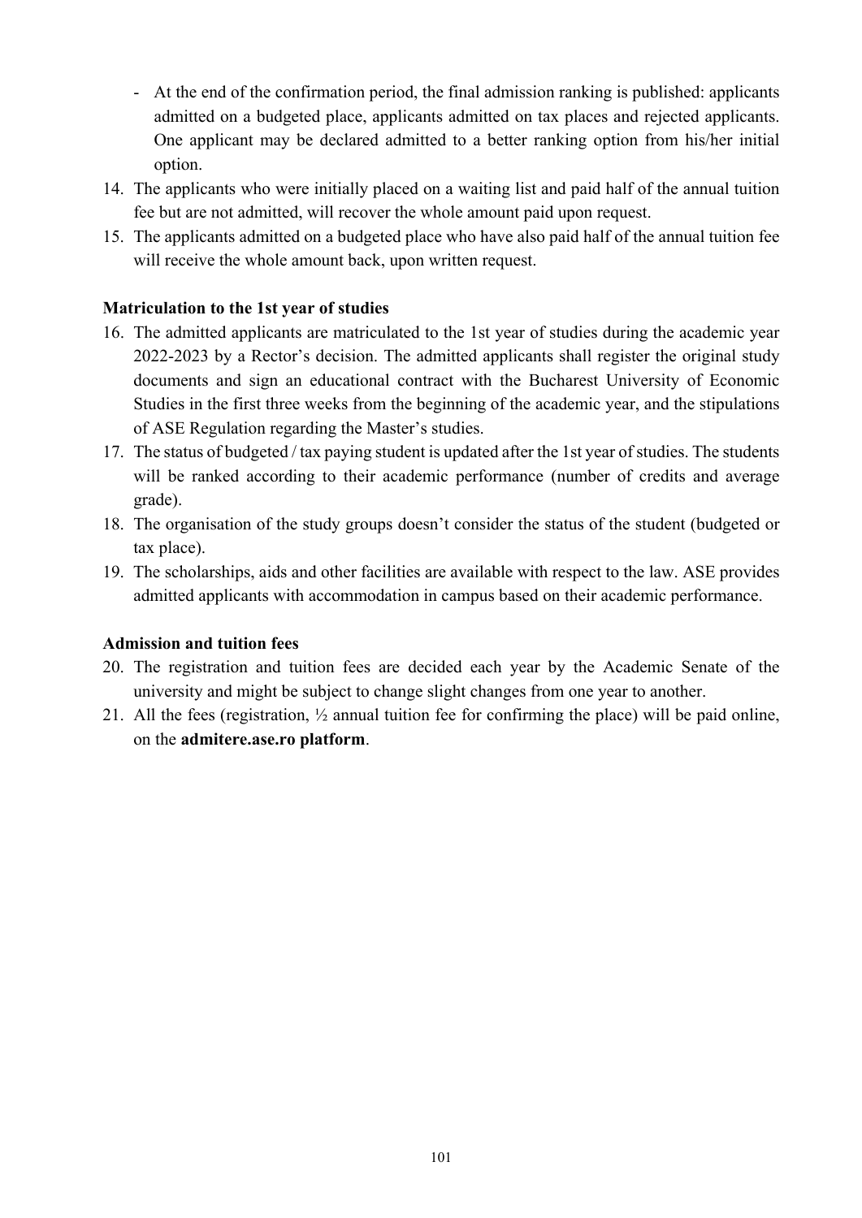- At the end of the confirmation period, the final admission ranking is published: applicants admitted on a budgeted place, applicants admitted on tax places and rejected applicants. One applicant may be declared admitted to a better ranking option from his/her initial option.

14. The applicants who were initially placed on a waiting list and paid half of the annual tuition fee but are not admitted, will recover the whole amount paid upon request.
15. The applicants admitted on a budgeted place who have also paid half of the annual tuition fee will receive the whole amount back, upon written request.

**Matriculation to the 1st year of studies**

16. The admitted applicants are matriculated to the 1st year of studies during the academic year 2022-2023 by a Rector's decision. The admitted applicants shall register the original study documents and sign an educational contract with the Bucharest University of Economic Studies in the first three weeks from the beginning of the academic year, and the stipulations of ASE Regulation regarding the Master's studies.
17. The status of budgeted / tax paying student is updated after the 1st year of studies. The students will be ranked according to their academic performance (number of credits and average grade).
18. The organisation of the study groups doesn't consider the status of the student (budgeted or tax place).
19. The scholarships, aids and other facilities are available with respect to the law. ASE provides admitted applicants with accommodation in campus based on their academic performance.

**Admission and tuition fees**

20. The registration and tuition fees are decided each year by the Academic Senate of the university and might be subject to change slight changes from one year to another.
21. All the fees (registration, ½ annual tuition fee for confirming the place) will be paid online, on the **admitere.ase.ro platform**.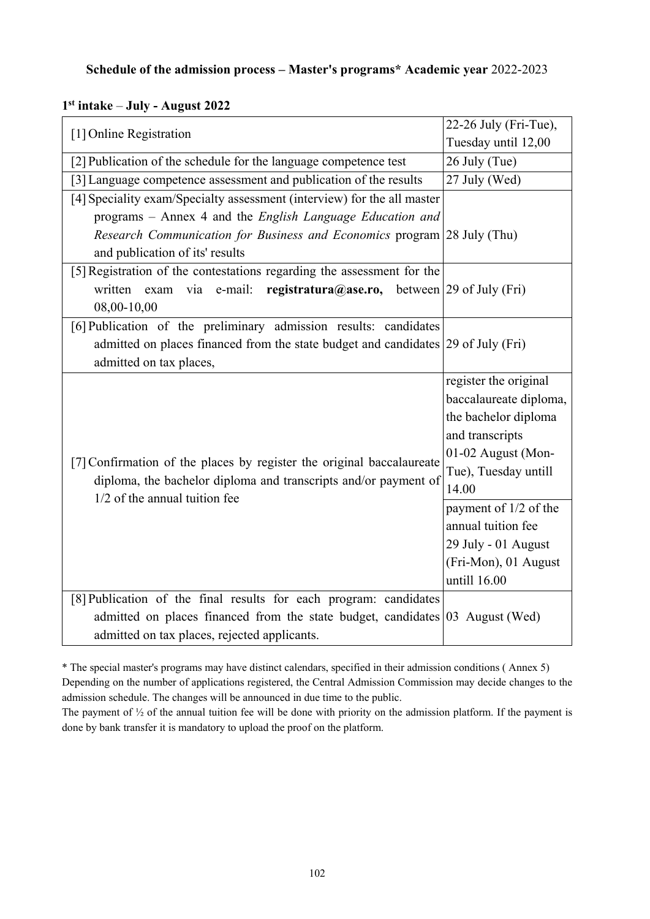**Schedule of the admission process – Master's programs* Academic year** 2022-2023

**1st intake** – **July - August 2022**

| | |
|---|---|
| [1] Online Registration | 22-26 July (Fri-Tue), Tuesday until 12,00 |
| [2] Publication of the schedule for the language competence test | 26 July (Tue) |
| [3] Language competence assessment and publication of the results | 27 July (Wed) |
| [4] Speciality exam/Specialty assessment (interview) for the all master programs – Annex 4 and the *English Language Education and Research Communication for Business and Economics* program and publication of its' results | 28 July (Thu) |
| [5] Registration of the contestations regarding the assessment for the written exam via e-mail: **registratura@ase.ro,** between 08,00-10,00 | 29 of July (Fri) |
| [6] Publication of the preliminary admission results: candidates admitted on places financed from the state budget and candidates admitted on tax places, | 29 of July (Fri) |
| [7] Confirmation of the places by register the original baccalaureate diploma, the bachelor diploma and transcripts and/or payment of 1/2 of the annual tuition fee | register the original baccalaureate diploma, the bachelor diploma and transcripts 01-02 August (Mon-Tue), Tuesday untill 14.00 |
| | payment of 1/2 of the annual tuition fee 29 July - 01 August (Fri-Mon), 01 August untill 16.00 |
| [8] Publication of the final results for each program: candidates admitted on places financed from the state budget, candidates admitted on tax places, rejected applicants. | 03 August (Wed) |

* The special master's programs may have distinct calendars, specified in their admission conditions ( Annex 5)
Depending on the number of applications registered, the Central Admission Commission may decide changes to the admission schedule. The changes will be announced in due time to the public.
The payment of ½ of the annual tuition fee will be done with priority on the admission platform. If the payment is done by bank transfer it is mandatory to upload the proof on the platform.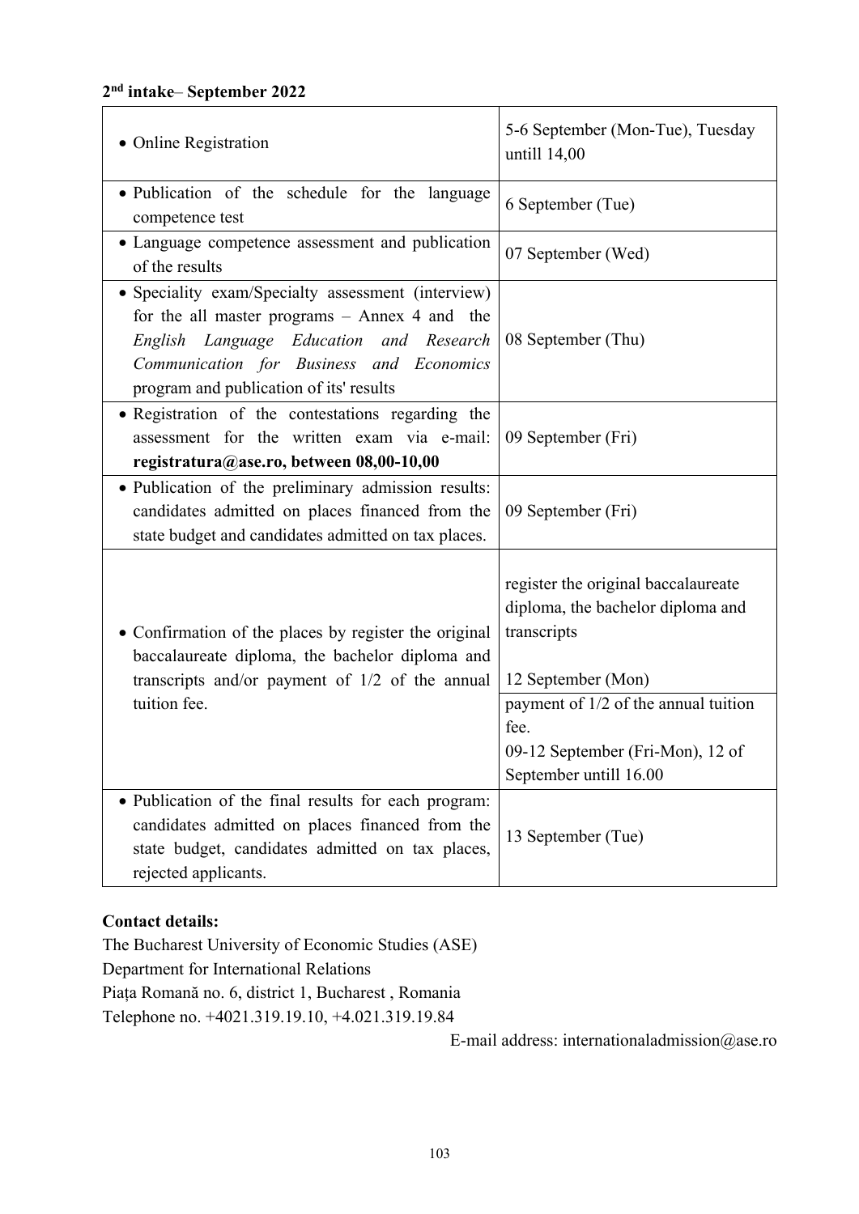**2[nd] intake– September 2022**

| | |
|---|---|
| • Online Registration | 5-6 September (Mon-Tue), Tuesday untill 14,00 |
| • Publication of the schedule for the language competence test | 6 September (Tue) |
| • Language competence assessment and publication of the results | 07 September (Wed) |
| • Speciality exam/Specialty assessment (interview) for the all master programs – Annex 4 and the *English Language Education and Research Communication for Business and Economics* program and publication of its' results | 08 September (Thu) |
| • Registration of the contestations regarding the assessment for the written exam via e-mail: **registratura@ase.ro, between 08,00-10,00** | 09 September (Fri) |
| • Publication of the preliminary admission results: candidates admitted on places financed from the state budget and candidates admitted on tax places. | 09 September (Fri) |
| • Confirmation of the places by register the original baccalaureate diploma, the bachelor diploma and transcripts and/or payment of 1/2 of the annual tuition fee. | register the original baccalaureate diploma, the bachelor diploma and transcripts<br><br>12 September (Mon) |
| | payment of 1/2 of the annual tuition fee.<br>09-12 September (Fri-Mon), 12 of September untill 16.00 |
| • Publication of the final results for each program: candidates admitted on places financed from the state budget, candidates admitted on tax places, rejected applicants. | 13 September (Tue) |

**Contact details:**

The Bucharest University of Economic Studies (ASE)
Department for International Relations
Piața Romană no. 6, district 1, Bucharest , Romania
Telephone no. +4021.319.19.10, +4.021.319.19.84

E-mail address: internationaladmission@ase.ro